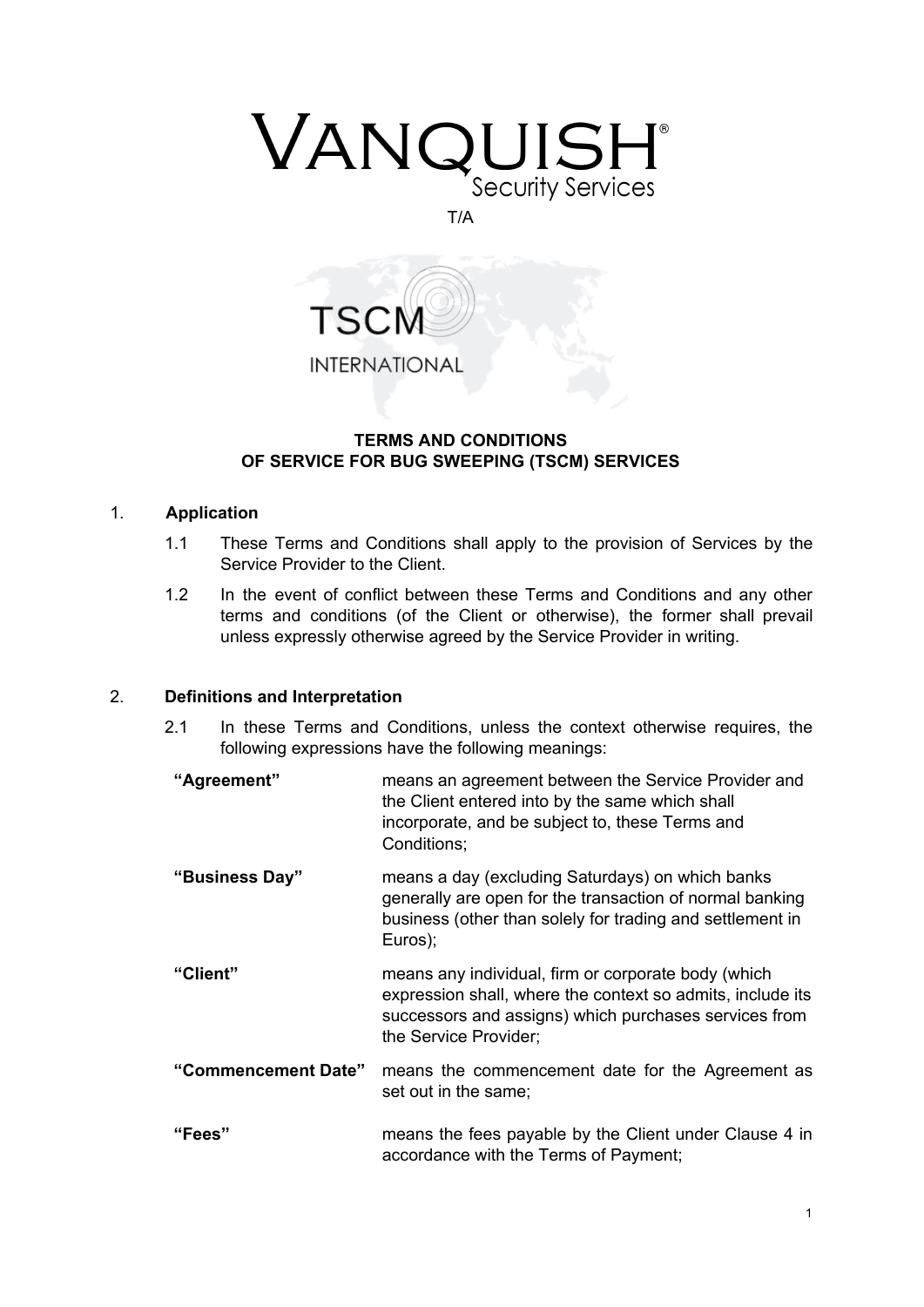VANQUISH®
Security Services

T/A

TSCM
INTERNATIONAL

# TERMS AND CONDITIONS OF SERVICE FOR BUG SWEEPING (TSCM) SERVICES

## 1. Application

1.1 These Terms and Conditions shall apply to the provision of Services by the Service Provider to the Client.

1.2 In the event of conflict between these Terms and Conditions and any other terms and conditions (of the Client or otherwise), the former shall prevail unless expressly otherwise agreed by the Service Provider in writing.

## 2. Definitions and Interpretation

2.1 In these Terms and Conditions, unless the context otherwise requires, the following expressions have the following meanings:

**"Agreement"** means an agreement between the Service Provider and the Client entered into by the same which shall incorporate, and be subject to, these Terms and Conditions;

**"Business Day"** means a day (excluding Saturdays) on which banks generally are open for the transaction of normal banking business (other than solely for trading and settlement in Euros);

**"Client"** means any individual, firm or corporate body (which expression shall, where the context so admits, include its successors and assigns) which purchases services from the Service Provider;

**"Commencement Date"** means the commencement date for the Agreement as set out in the same;

**"Fees"** means the fees payable by the Client under Clause 4 in accordance with the Terms of Payment;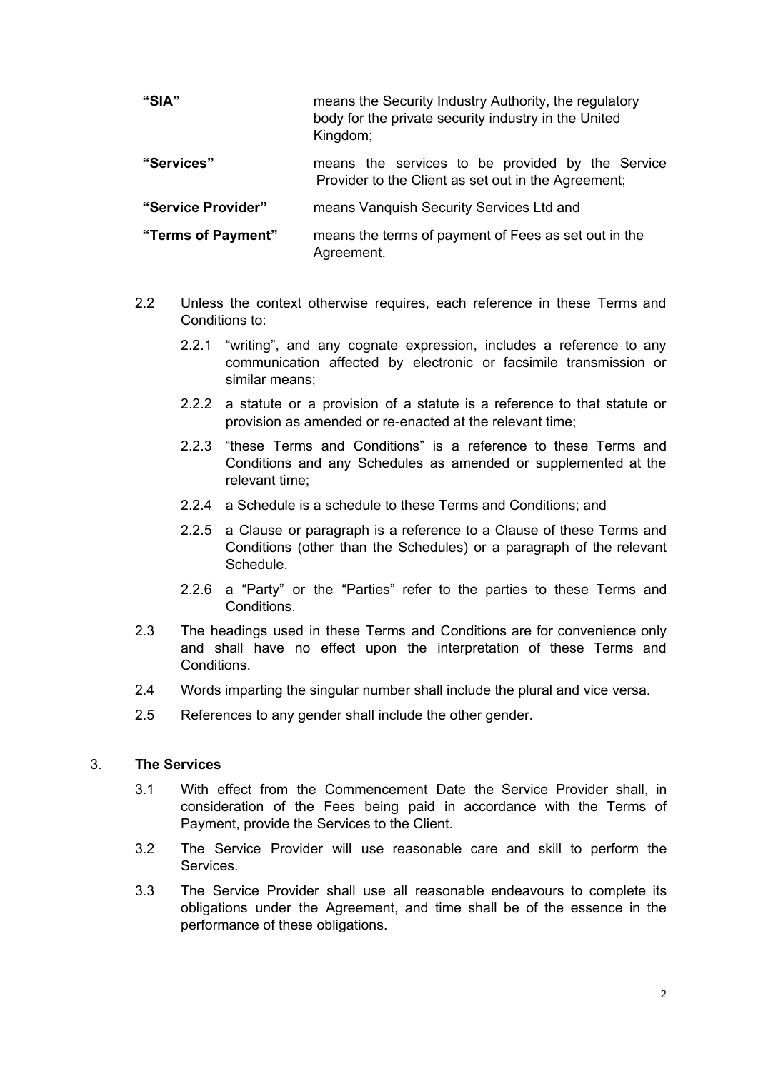| | |
|---|---|
| **"SIA"** | means the Security Industry Authority, the regulatory body for the private security industry in the United Kingdom; |
| **"Services"** | means the services to be provided by the Service Provider to the Client as set out in the Agreement; |
| **"Service Provider"** | means Vanquish Security Services Ltd and |
| **"Terms of Payment"** | means the terms of payment of Fees as set out in the Agreement. |

2.2 Unless the context otherwise requires, each reference in these Terms and Conditions to:

2.2.1 "writing", and any cognate expression, includes a reference to any communication affected by electronic or facsimile transmission or similar means;

2.2.2 a statute or a provision of a statute is a reference to that statute or provision as amended or re-enacted at the relevant time;

2.2.3 "these Terms and Conditions" is a reference to these Terms and Conditions and any Schedules as amended or supplemented at the relevant time;

2.2.4 a Schedule is a schedule to these Terms and Conditions; and

2.2.5 a Clause or paragraph is a reference to a Clause of these Terms and Conditions (other than the Schedules) or a paragraph of the relevant Schedule.

2.2.6 a "Party" or the "Parties" refer to the parties to these Terms and Conditions.

2.3 The headings used in these Terms and Conditions are for convenience only and shall have no effect upon the interpretation of these Terms and Conditions.

2.4 Words imparting the singular number shall include the plural and vice versa.

2.5 References to any gender shall include the other gender.

## 3. The Services

3.1 With effect from the Commencement Date the Service Provider shall, in consideration of the Fees being paid in accordance with the Terms of Payment, provide the Services to the Client.

3.2 The Service Provider will use reasonable care and skill to perform the Services.

3.3 The Service Provider shall use all reasonable endeavours to complete its obligations under the Agreement, and time shall be of the essence in the performance of these obligations.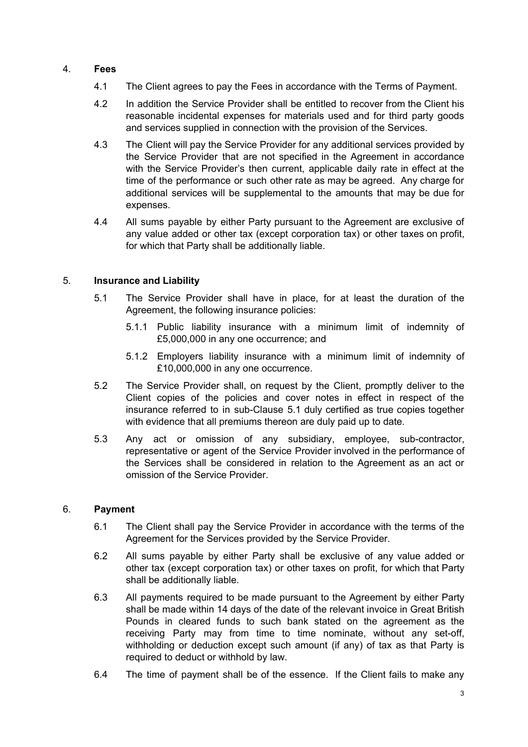4. **Fees**

4.1 The Client agrees to pay the Fees in accordance with the Terms of Payment.

4.2 In addition the Service Provider shall be entitled to recover from the Client his reasonable incidental expenses for materials used and for third party goods and services supplied in connection with the provision of the Services.

4.3 The Client will pay the Service Provider for any additional services provided by the Service Provider that are not specified in the Agreement in accordance with the Service Provider's then current, applicable daily rate in effect at the time of the performance or such other rate as may be agreed. Any charge for additional services will be supplemental to the amounts that may be due for expenses.

4.4 All sums payable by either Party pursuant to the Agreement are exclusive of any value added or other tax (except corporation tax) or other taxes on profit, for which that Party shall be additionally liable.

5. **Insurance and Liability**

5.1 The Service Provider shall have in place, for at least the duration of the Agreement, the following insurance policies:

5.1.1 Public liability insurance with a minimum limit of indemnity of £5,000,000 in any one occurrence; and

5.1.2 Employers liability insurance with a minimum limit of indemnity of £10,000,000 in any one occurrence.

5.2 The Service Provider shall, on request by the Client, promptly deliver to the Client copies of the policies and cover notes in effect in respect of the insurance referred to in sub-Clause 5.1 duly certified as true copies together with evidence that all premiums thereon are duly paid up to date.

5.3 Any act or omission of any subsidiary, employee, sub-contractor, representative or agent of the Service Provider involved in the performance of the Services shall be considered in relation to the Agreement as an act or omission of the Service Provider.

6. **Payment**

6.1 The Client shall pay the Service Provider in accordance with the terms of the Agreement for the Services provided by the Service Provider.

6.2 All sums payable by either Party shall be exclusive of any value added or other tax (except corporation tax) or other taxes on profit, for which that Party shall be additionally liable.

6.3 All payments required to be made pursuant to the Agreement by either Party shall be made within 14 days of the date of the relevant invoice in Great British Pounds in cleared funds to such bank stated on the agreement as the receiving Party may from time to time nominate, without any set-off, withholding or deduction except such amount (if any) of tax as that Party is required to deduct or withhold by law.

6.4 The time of payment shall be of the essence. If the Client fails to make any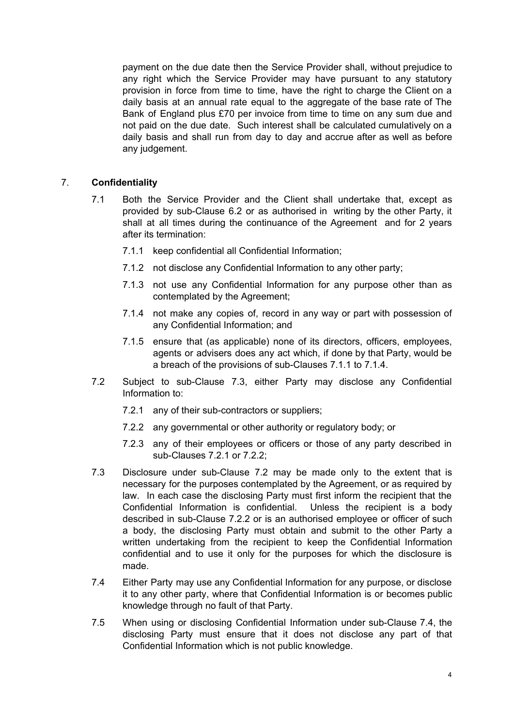payment on the due date then the Service Provider shall, without prejudice to any right which the Service Provider may have pursuant to any statutory provision in force from time to time, have the right to charge the Client on a daily basis at an annual rate equal to the aggregate of the base rate of The Bank of England plus £70 per invoice from time to time on any sum due and not paid on the due date. Such interest shall be calculated cumulatively on a daily basis and shall run from day to day and accrue after as well as before any judgement.

7. **Confidentiality**

7.1 Both the Service Provider and the Client shall undertake that, except as provided by sub-Clause 6.2 or as authorised in writing by the other Party, it shall at all times during the continuance of the Agreement and for 2 years after its termination:

7.1.1 keep confidential all Confidential Information;

7.1.2 not disclose any Confidential Information to any other party;

7.1.3 not use any Confidential Information for any purpose other than as contemplated by the Agreement;

7.1.4 not make any copies of, record in any way or part with possession of any Confidential Information; and

7.1.5 ensure that (as applicable) none of its directors, officers, employees, agents or advisers does any act which, if done by that Party, would be a breach of the provisions of sub-Clauses 7.1.1 to 7.1.4.

7.2 Subject to sub-Clause 7.3, either Party may disclose any Confidential Information to:

7.2.1 any of their sub-contractors or suppliers;

7.2.2 any governmental or other authority or regulatory body; or

7.2.3 any of their employees or officers or those of any party described in sub-Clauses 7.2.1 or 7.2.2;

7.3 Disclosure under sub-Clause 7.2 may be made only to the extent that is necessary for the purposes contemplated by the Agreement, or as required by law. In each case the disclosing Party must first inform the recipient that the Confidential Information is confidential. Unless the recipient is a body described in sub-Clause 7.2.2 or is an authorised employee or officer of such a body, the disclosing Party must obtain and submit to the other Party a written undertaking from the recipient to keep the Confidential Information confidential and to use it only for the purposes for which the disclosure is made.

7.4 Either Party may use any Confidential Information for any purpose, or disclose it to any other party, where that Confidential Information is or becomes public knowledge through no fault of that Party.

7.5 When using or disclosing Confidential Information under sub-Clause 7.4, the disclosing Party must ensure that it does not disclose any part of that Confidential Information which is not public knowledge.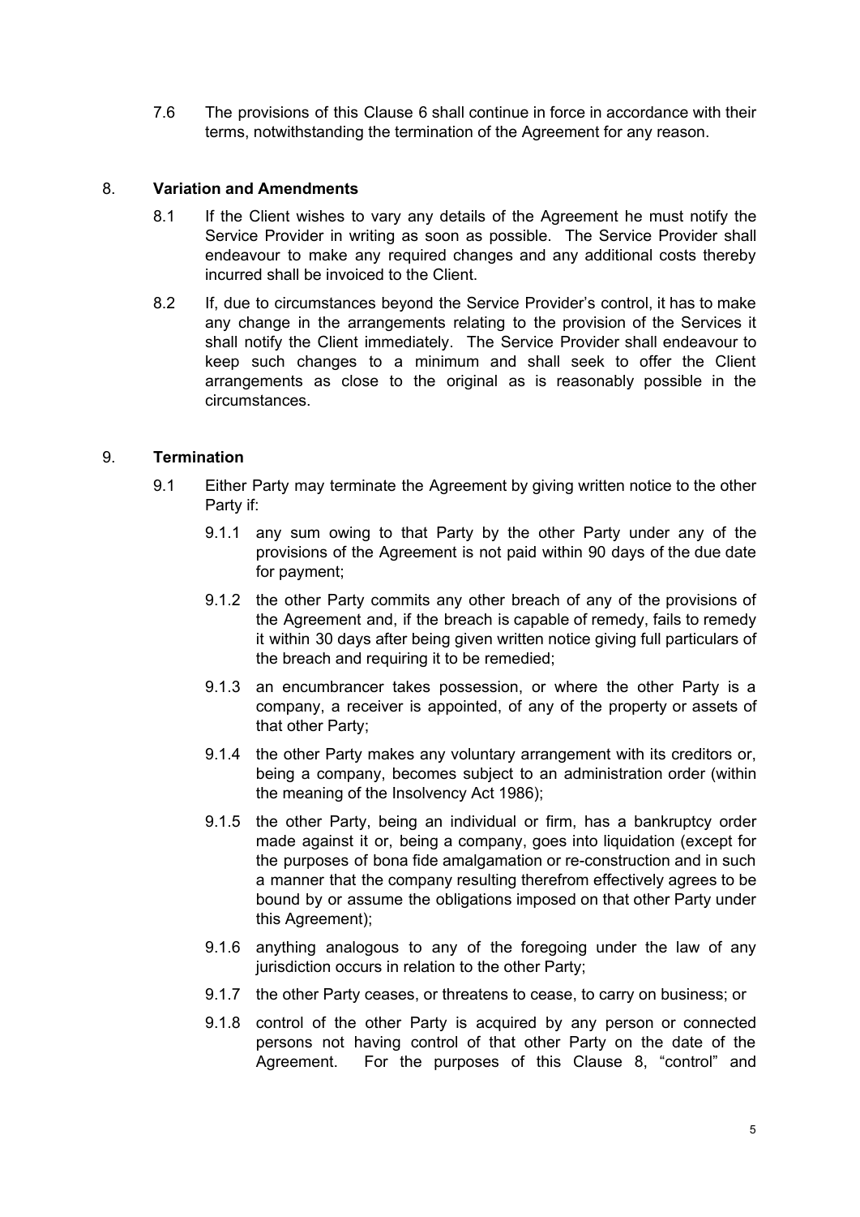7.6 The provisions of this Clause 6 shall continue in force in accordance with their terms, notwithstanding the termination of the Agreement for any reason.

## 8. Variation and Amendments

8.1 If the Client wishes to vary any details of the Agreement he must notify the Service Provider in writing as soon as possible. The Service Provider shall endeavour to make any required changes and any additional costs thereby incurred shall be invoiced to the Client.

8.2 If, due to circumstances beyond the Service Provider's control, it has to make any change in the arrangements relating to the provision of the Services it shall notify the Client immediately. The Service Provider shall endeavour to keep such changes to a minimum and shall seek to offer the Client arrangements as close to the original as is reasonably possible in the circumstances.

## 9. Termination

9.1 Either Party may terminate the Agreement by giving written notice to the other Party if:

9.1.1 any sum owing to that Party by the other Party under any of the provisions of the Agreement is not paid within 90 days of the due date for payment;

9.1.2 the other Party commits any other breach of any of the provisions of the Agreement and, if the breach is capable of remedy, fails to remedy it within 30 days after being given written notice giving full particulars of the breach and requiring it to be remedied;

9.1.3 an encumbrancer takes possession, or where the other Party is a company, a receiver is appointed, of any of the property or assets of that other Party;

9.1.4 the other Party makes any voluntary arrangement with its creditors or, being a company, becomes subject to an administration order (within the meaning of the Insolvency Act 1986);

9.1.5 the other Party, being an individual or firm, has a bankruptcy order made against it or, being a company, goes into liquidation (except for the purposes of bona fide amalgamation or re-construction and in such a manner that the company resulting therefrom effectively agrees to be bound by or assume the obligations imposed on that other Party under this Agreement);

9.1.6 anything analogous to any of the foregoing under the law of any jurisdiction occurs in relation to the other Party;

9.1.7 the other Party ceases, or threatens to cease, to carry on business; or

9.1.8 control of the other Party is acquired by any person or connected persons not having control of that other Party on the date of the Agreement. For the purposes of this Clause 8, "control" and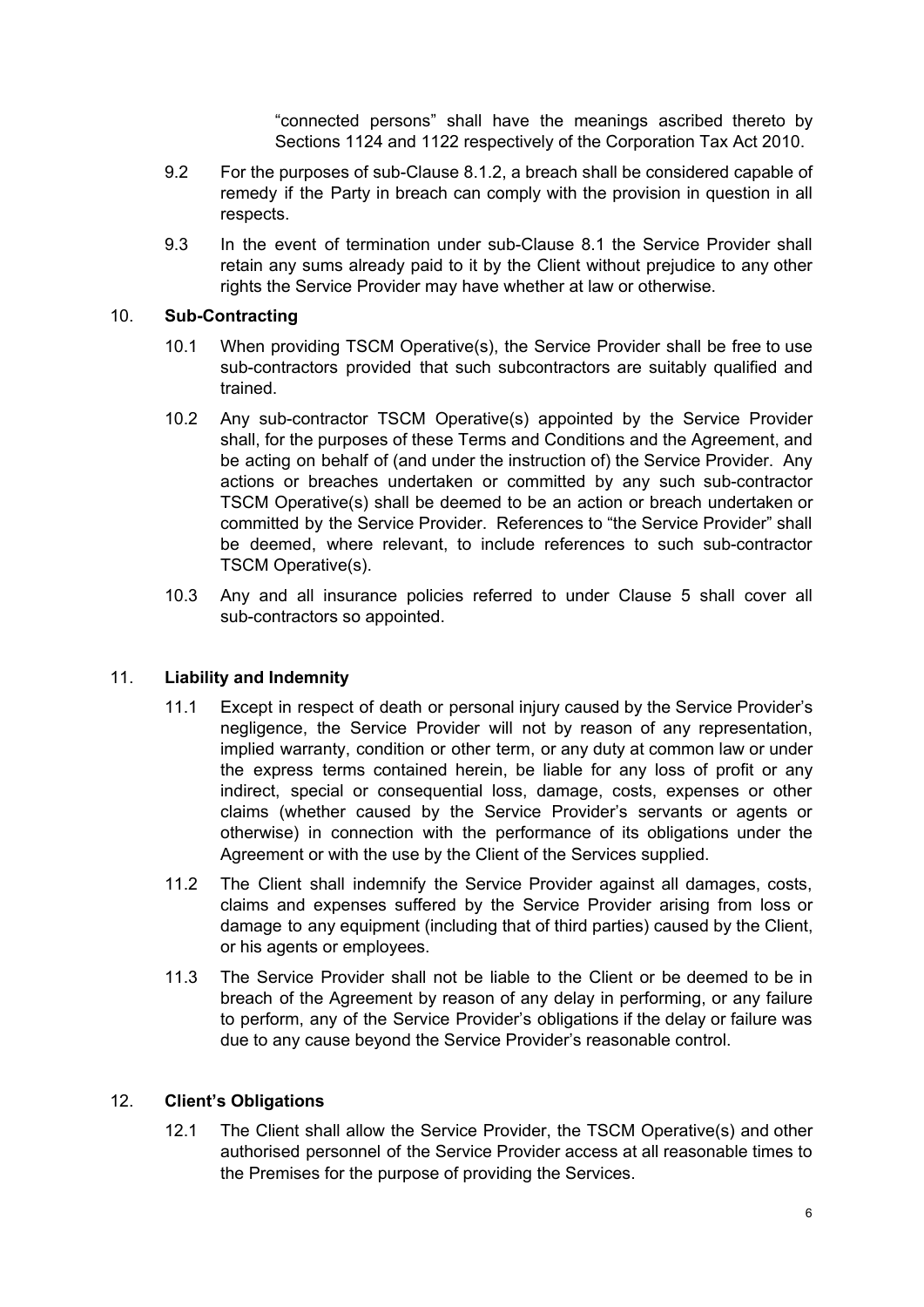"connected persons" shall have the meanings ascribed thereto by Sections 1124 and 1122 respectively of the Corporation Tax Act 2010.

9.2 For the purposes of sub-Clause 8.1.2, a breach shall be considered capable of remedy if the Party in breach can comply with the provision in question in all respects.

9.3 In the event of termination under sub-Clause 8.1 the Service Provider shall retain any sums already paid to it by the Client without prejudice to any other rights the Service Provider may have whether at law or otherwise.

## 10. Sub-Contracting

10.1 When providing TSCM Operative(s), the Service Provider shall be free to use sub-contractors provided that such subcontractors are suitably qualified and trained.

10.2 Any sub-contractor TSCM Operative(s) appointed by the Service Provider shall, for the purposes of these Terms and Conditions and the Agreement, and be acting on behalf of (and under the instruction of) the Service Provider. Any actions or breaches undertaken or committed by any such sub-contractor TSCM Operative(s) shall be deemed to be an action or breach undertaken or committed by the Service Provider. References to "the Service Provider" shall be deemed, where relevant, to include references to such sub-contractor TSCM Operative(s).

10.3 Any and all insurance policies referred to under Clause 5 shall cover all sub-contractors so appointed.

## 11. Liability and Indemnity

11.1 Except in respect of death or personal injury caused by the Service Provider's negligence, the Service Provider will not by reason of any representation, implied warranty, condition or other term, or any duty at common law or under the express terms contained herein, be liable for any loss of profit or any indirect, special or consequential loss, damage, costs, expenses or other claims (whether caused by the Service Provider's servants or agents or otherwise) in connection with the performance of its obligations under the Agreement or with the use by the Client of the Services supplied.

11.2 The Client shall indemnify the Service Provider against all damages, costs, claims and expenses suffered by the Service Provider arising from loss or damage to any equipment (including that of third parties) caused by the Client, or his agents or employees.

11.3 The Service Provider shall not be liable to the Client or be deemed to be in breach of the Agreement by reason of any delay in performing, or any failure to perform, any of the Service Provider's obligations if the delay or failure was due to any cause beyond the Service Provider's reasonable control.

## 12. Client's Obligations

12.1 The Client shall allow the Service Provider, the TSCM Operative(s) and other authorised personnel of the Service Provider access at all reasonable times to the Premises for the purpose of providing the Services.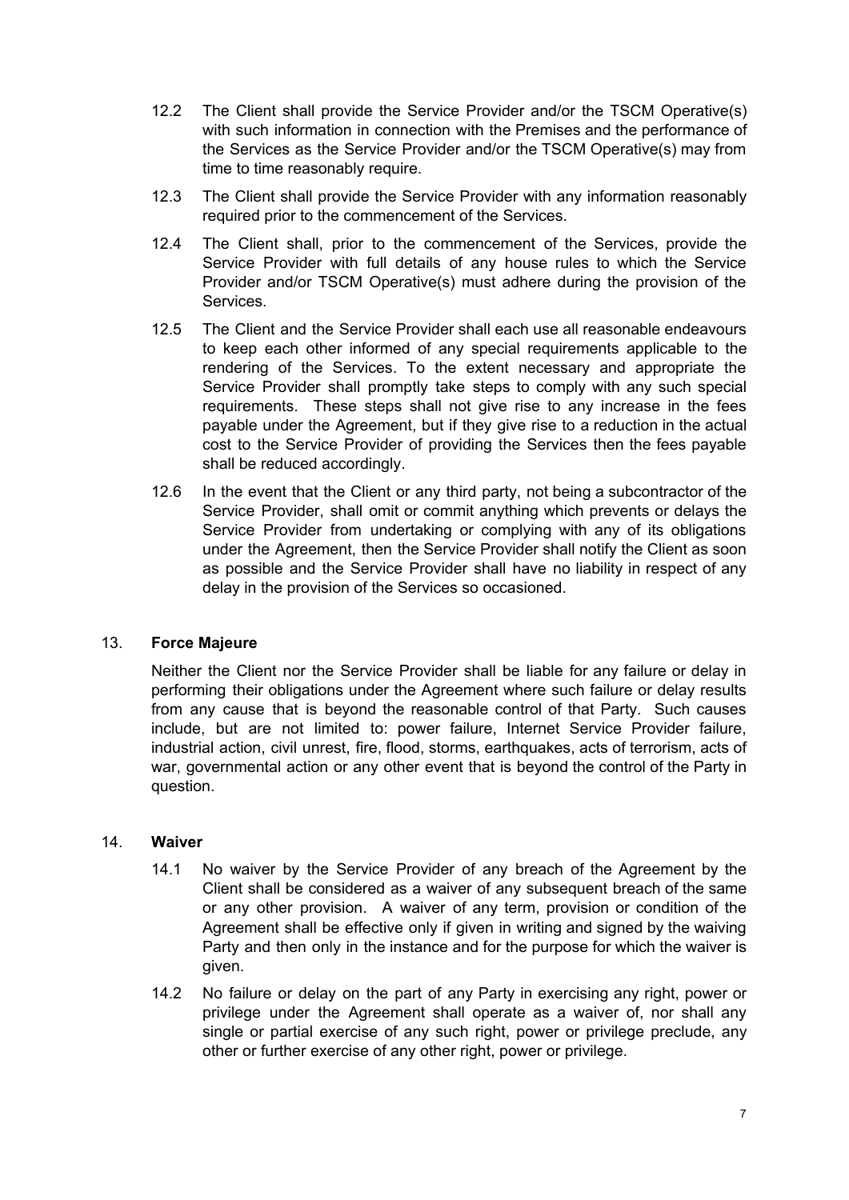12.2 The Client shall provide the Service Provider and/or the TSCM Operative(s) with such information in connection with the Premises and the performance of the Services as the Service Provider and/or the TSCM Operative(s) may from time to time reasonably require.

12.3 The Client shall provide the Service Provider with any information reasonably required prior to the commencement of the Services.

12.4 The Client shall, prior to the commencement of the Services, provide the Service Provider with full details of any house rules to which the Service Provider and/or TSCM Operative(s) must adhere during the provision of the Services.

12.5 The Client and the Service Provider shall each use all reasonable endeavours to keep each other informed of any special requirements applicable to the rendering of the Services. To the extent necessary and appropriate the Service Provider shall promptly take steps to comply with any such special requirements. These steps shall not give rise to any increase in the fees payable under the Agreement, but if they give rise to a reduction in the actual cost to the Service Provider of providing the Services then the fees payable shall be reduced accordingly.

12.6 In the event that the Client or any third party, not being a subcontractor of the Service Provider, shall omit or commit anything which prevents or delays the Service Provider from undertaking or complying with any of its obligations under the Agreement, then the Service Provider shall notify the Client as soon as possible and the Service Provider shall have no liability in respect of any delay in the provision of the Services so occasioned.

## 13. **Force Majeure**

Neither the Client nor the Service Provider shall be liable for any failure or delay in performing their obligations under the Agreement where such failure or delay results from any cause that is beyond the reasonable control of that Party. Such causes include, but are not limited to: power failure, Internet Service Provider failure, industrial action, civil unrest, fire, flood, storms, earthquakes, acts of terrorism, acts of war, governmental action or any other event that is beyond the control of the Party in question.

## 14. **Waiver**

14.1 No waiver by the Service Provider of any breach of the Agreement by the Client shall be considered as a waiver of any subsequent breach of the same or any other provision. A waiver of any term, provision or condition of the Agreement shall be effective only if given in writing and signed by the waiving Party and then only in the instance and for the purpose for which the waiver is given.

14.2 No failure or delay on the part of any Party in exercising any right, power or privilege under the Agreement shall operate as a waiver of, nor shall any single or partial exercise of any such right, power or privilege preclude, any other or further exercise of any other right, power or privilege.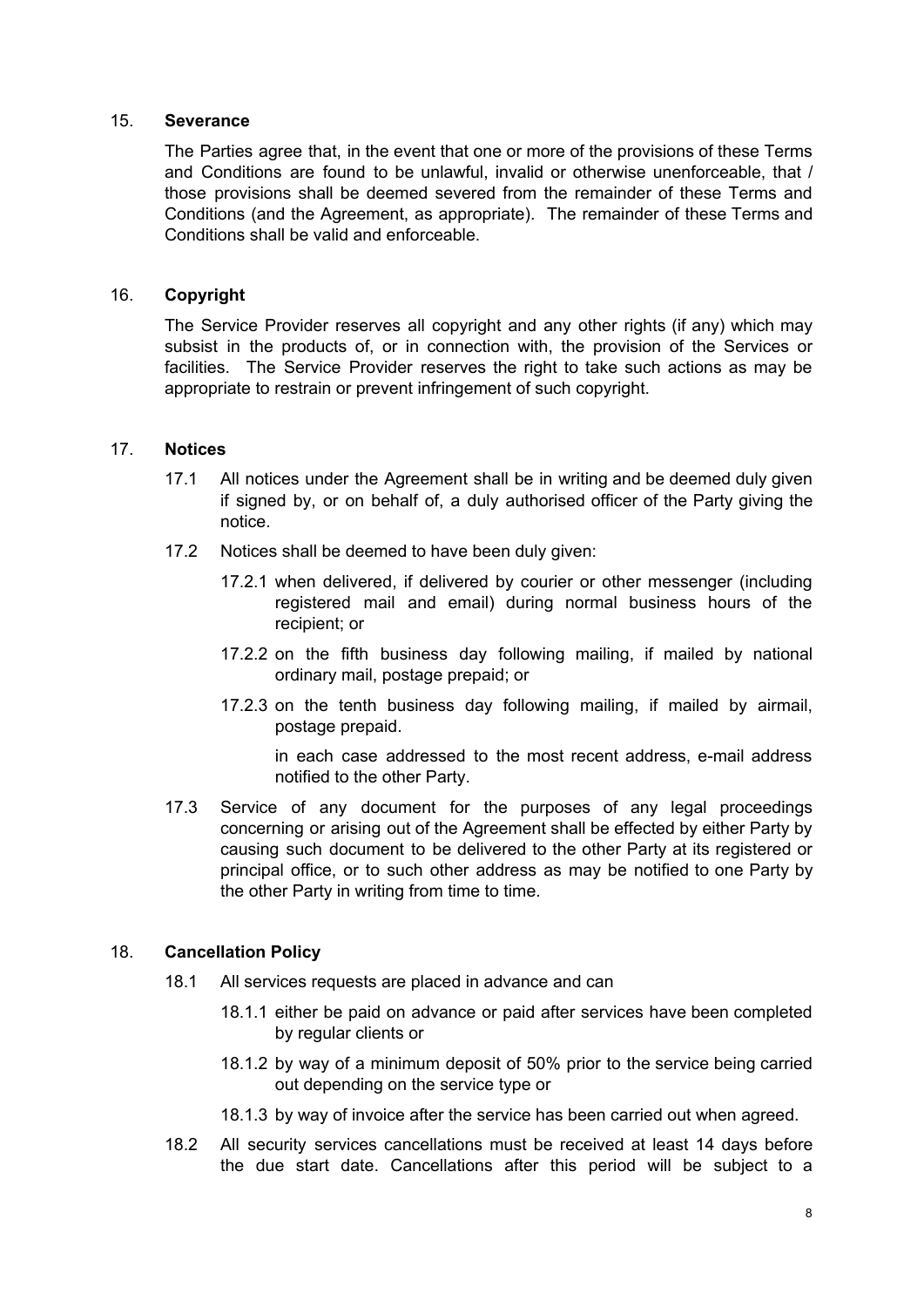## 15. Severance

The Parties agree that, in the event that one or more of the provisions of these Terms and Conditions are found to be unlawful, invalid or otherwise unenforceable, that / those provisions shall be deemed severed from the remainder of these Terms and Conditions (and the Agreement, as appropriate). The remainder of these Terms and Conditions shall be valid and enforceable.

## 16. Copyright

The Service Provider reserves all copyright and any other rights (if any) which may subsist in the products of, or in connection with, the provision of the Services or facilities. The Service Provider reserves the right to take such actions as may be appropriate to restrain or prevent infringement of such copyright.

## 17. Notices

17.1 All notices under the Agreement shall be in writing and be deemed duly given if signed by, or on behalf of, a duly authorised officer of the Party giving the notice.

17.2 Notices shall be deemed to have been duly given:

17.2.1 when delivered, if delivered by courier or other messenger (including registered mail and email) during normal business hours of the recipient; or

17.2.2 on the fifth business day following mailing, if mailed by national ordinary mail, postage prepaid; or

17.2.3 on the tenth business day following mailing, if mailed by airmail, postage prepaid.

in each case addressed to the most recent address, e-mail address notified to the other Party.

17.3 Service of any document for the purposes of any legal proceedings concerning or arising out of the Agreement shall be effected by either Party by causing such document to be delivered to the other Party at its registered or principal office, or to such other address as may be notified to one Party by the other Party in writing from time to time.

## 18. Cancellation Policy

18.1 All services requests are placed in advance and can

18.1.1 either be paid on advance or paid after services have been completed by regular clients or

18.1.2 by way of a minimum deposit of 50% prior to the service being carried out depending on the service type or

18.1.3 by way of invoice after the service has been carried out when agreed.

18.2 All security services cancellations must be received at least 14 days before the due start date. Cancellations after this period will be subject to a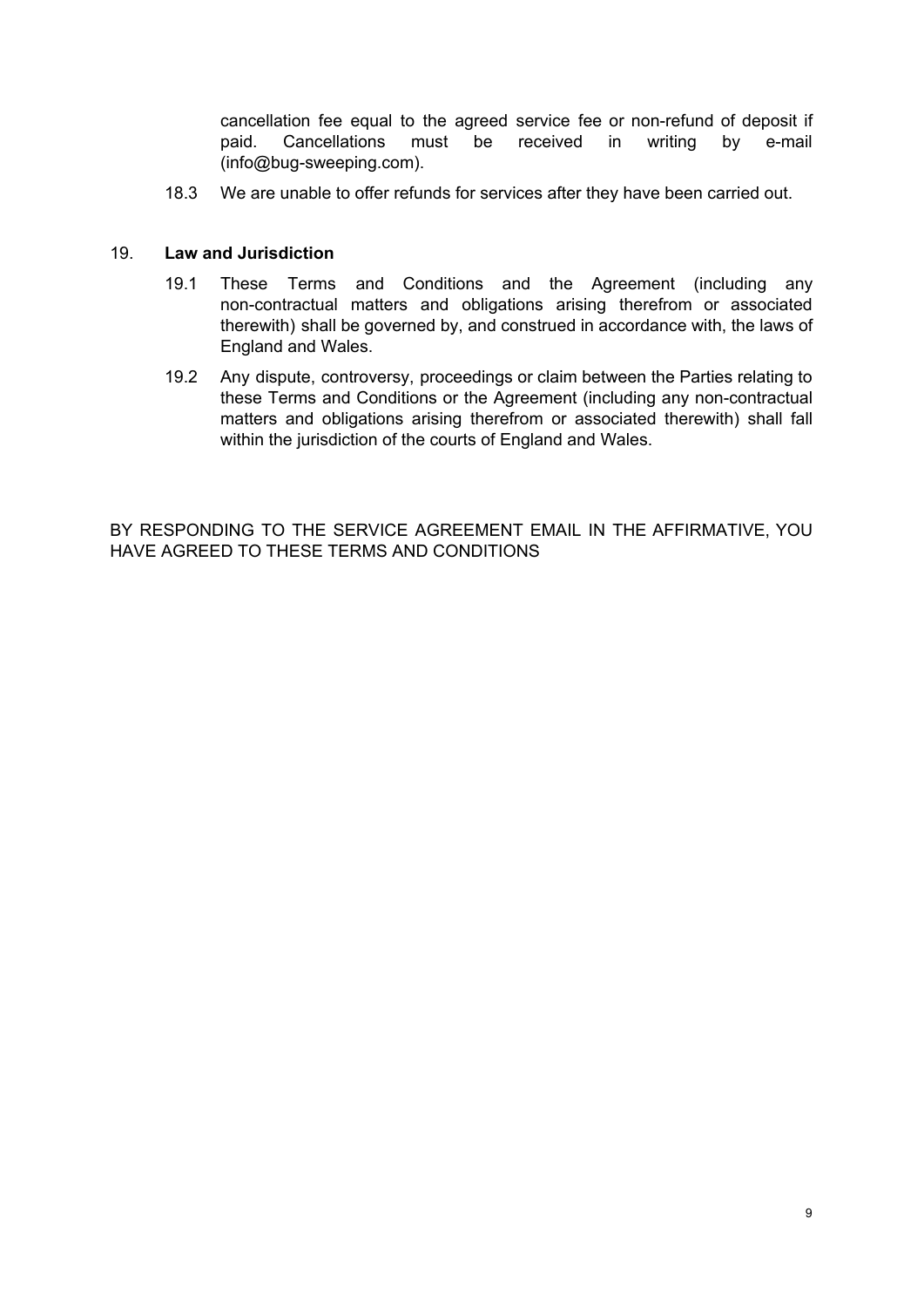cancellation fee equal to the agreed service fee or non-refund of deposit if paid. Cancellations must be received in writing by e-mail (info@bug-sweeping.com).

18.3 We are unable to offer refunds for services after they have been carried out.

## 19. Law and Jurisdiction

19.1 These Terms and Conditions and the Agreement (including any non-contractual matters and obligations arising therefrom or associated therewith) shall be governed by, and construed in accordance with, the laws of England and Wales.

19.2 Any dispute, controversy, proceedings or claim between the Parties relating to these Terms and Conditions or the Agreement (including any non-contractual matters and obligations arising therefrom or associated therewith) shall fall within the jurisdiction of the courts of England and Wales.

BY RESPONDING TO THE SERVICE AGREEMENT EMAIL IN THE AFFIRMATIVE, YOU HAVE AGREED TO THESE TERMS AND CONDITIONS